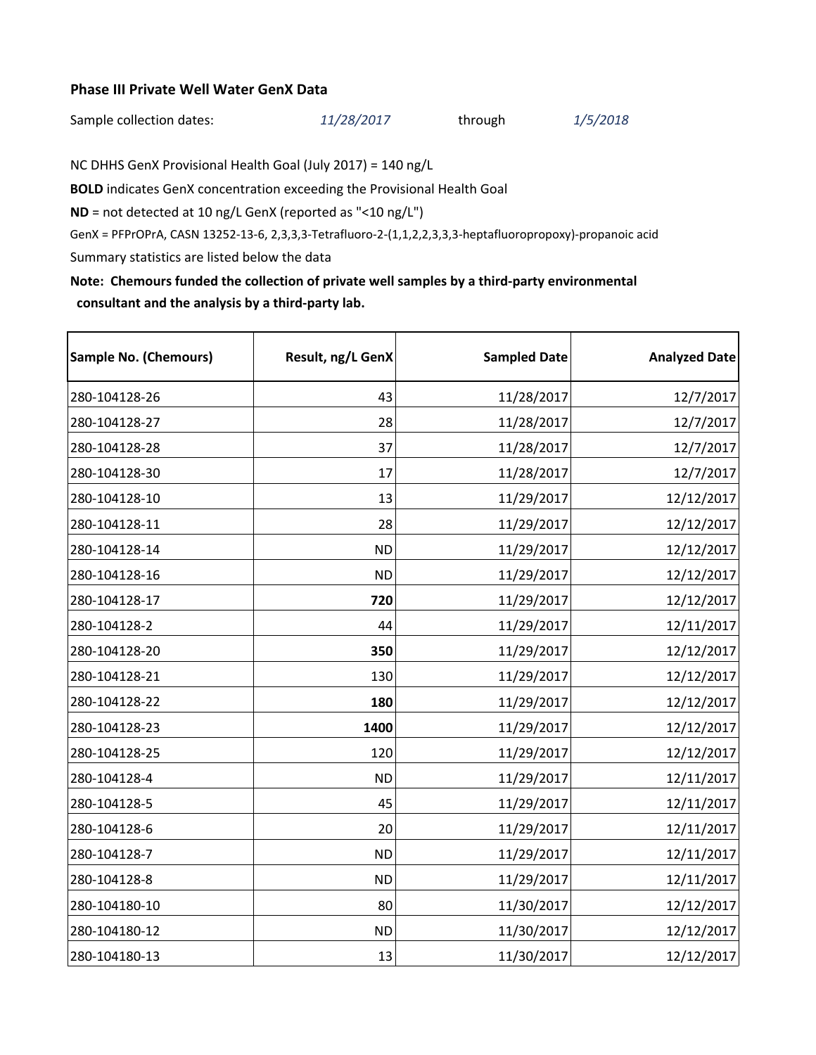## Phase III Private Well Water GenX Data

Sample collection dates: *11/28/2017* through *1/5/2018*

NC DHHS GenX Provisional Health Goal (July 2017) = 140 ng/L

**BOLD** indicates GenX concentration exceeding the Provisional Health Goal

**ND** = not detected at 10 ng/L GenX (reported as "<10 ng/L")

GenX = PFPrOPrA, CASN 13252-13-6, 2,3,3,3-Tetrafluoro-2-(1,1,2,2,3,3,3-heptafluoropropoxy)-propanoic acid

Summary statistics are listed below the data

**Note: Chemours funded the collection of private well samples by a third-party environmental consultant and the analysis by a third-party lab.**

| Sample No. (Chemours) | Result, ng/L GenX | Sampled Date | Analyzed Date |
|---|---|---|---|
| 280-104128-26 | 43 | 11/28/2017 | 12/7/2017 |
| 280-104128-27 | 28 | 11/28/2017 | 12/7/2017 |
| 280-104128-28 | 37 | 11/28/2017 | 12/7/2017 |
| 280-104128-30 | 17 | 11/28/2017 | 12/7/2017 |
| 280-104128-10 | 13 | 11/29/2017 | 12/12/2017 |
| 280-104128-11 | 28 | 11/29/2017 | 12/12/2017 |
| 280-104128-14 | ND | 11/29/2017 | 12/12/2017 |
| 280-104128-16 | ND | 11/29/2017 | 12/12/2017 |
| 280-104128-17 | **720** | 11/29/2017 | 12/12/2017 |
| 280-104128-2 | 44 | 11/29/2017 | 12/11/2017 |
| 280-104128-20 | **350** | 11/29/2017 | 12/12/2017 |
| 280-104128-21 | 130 | 11/29/2017 | 12/12/2017 |
| 280-104128-22 | **180** | 11/29/2017 | 12/12/2017 |
| 280-104128-23 | **1400** | 11/29/2017 | 12/12/2017 |
| 280-104128-25 | 120 | 11/29/2017 | 12/12/2017 |
| 280-104128-4 | ND | 11/29/2017 | 12/11/2017 |
| 280-104128-5 | 45 | 11/29/2017 | 12/11/2017 |
| 280-104128-6 | 20 | 11/29/2017 | 12/11/2017 |
| 280-104128-7 | ND | 11/29/2017 | 12/11/2017 |
| 280-104128-8 | ND | 11/29/2017 | 12/11/2017 |
| 280-104180-10 | 80 | 11/30/2017 | 12/12/2017 |
| 280-104180-12 | ND | 11/30/2017 | 12/12/2017 |
| 280-104180-13 | 13 | 11/30/2017 | 12/12/2017 |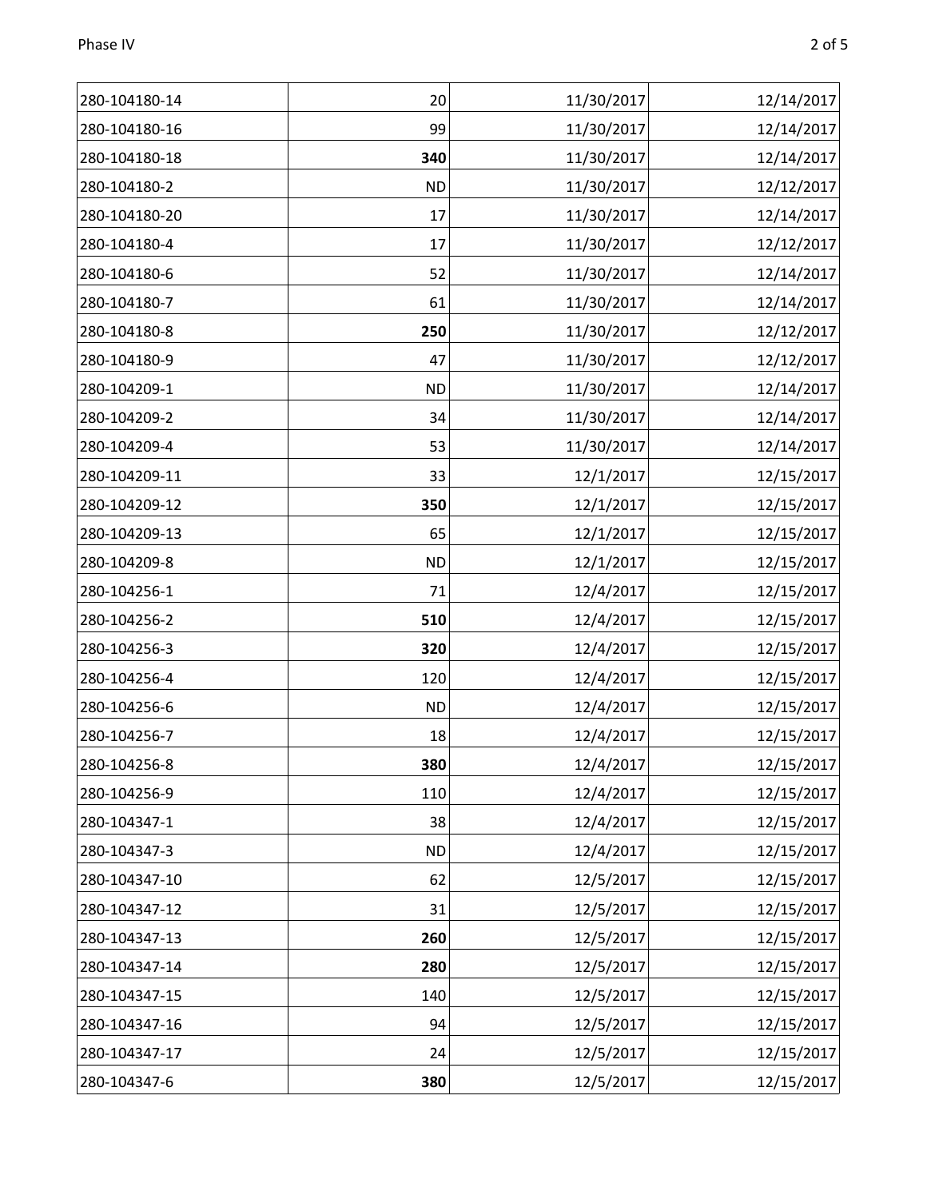| | | | |
|---|---|---|---|
| 280-104180-14 | 20 | 11/30/2017 | 12/14/2017 |
| 280-104180-16 | 99 | 11/30/2017 | 12/14/2017 |
| 280-104180-18 | **340** | 11/30/2017 | 12/14/2017 |
| 280-104180-2 | ND | 11/30/2017 | 12/12/2017 |
| 280-104180-20 | 17 | 11/30/2017 | 12/14/2017 |
| 280-104180-4 | 17 | 11/30/2017 | 12/12/2017 |
| 280-104180-6 | 52 | 11/30/2017 | 12/14/2017 |
| 280-104180-7 | 61 | 11/30/2017 | 12/14/2017 |
| 280-104180-8 | **250** | 11/30/2017 | 12/12/2017 |
| 280-104180-9 | 47 | 11/30/2017 | 12/12/2017 |
| 280-104209-1 | ND | 11/30/2017 | 12/14/2017 |
| 280-104209-2 | 34 | 11/30/2017 | 12/14/2017 |
| 280-104209-4 | 53 | 11/30/2017 | 12/14/2017 |
| 280-104209-11 | 33 | 12/1/2017 | 12/15/2017 |
| 280-104209-12 | **350** | 12/1/2017 | 12/15/2017 |
| 280-104209-13 | 65 | 12/1/2017 | 12/15/2017 |
| 280-104209-8 | ND | 12/1/2017 | 12/15/2017 |
| 280-104256-1 | 71 | 12/4/2017 | 12/15/2017 |
| 280-104256-2 | **510** | 12/4/2017 | 12/15/2017 |
| 280-104256-3 | **320** | 12/4/2017 | 12/15/2017 |
| 280-104256-4 | 120 | 12/4/2017 | 12/15/2017 |
| 280-104256-6 | ND | 12/4/2017 | 12/15/2017 |
| 280-104256-7 | 18 | 12/4/2017 | 12/15/2017 |
| 280-104256-8 | **380** | 12/4/2017 | 12/15/2017 |
| 280-104256-9 | 110 | 12/4/2017 | 12/15/2017 |
| 280-104347-1 | 38 | 12/4/2017 | 12/15/2017 |
| 280-104347-3 | ND | 12/4/2017 | 12/15/2017 |
| 280-104347-10 | 62 | 12/5/2017 | 12/15/2017 |
| 280-104347-12 | 31 | 12/5/2017 | 12/15/2017 |
| 280-104347-13 | **260** | 12/5/2017 | 12/15/2017 |
| 280-104347-14 | **280** | 12/5/2017 | 12/15/2017 |
| 280-104347-15 | 140 | 12/5/2017 | 12/15/2017 |
| 280-104347-16 | 94 | 12/5/2017 | 12/15/2017 |
| 280-104347-17 | 24 | 12/5/2017 | 12/15/2017 |
| 280-104347-6 | **380** | 12/5/2017 | 12/15/2017 |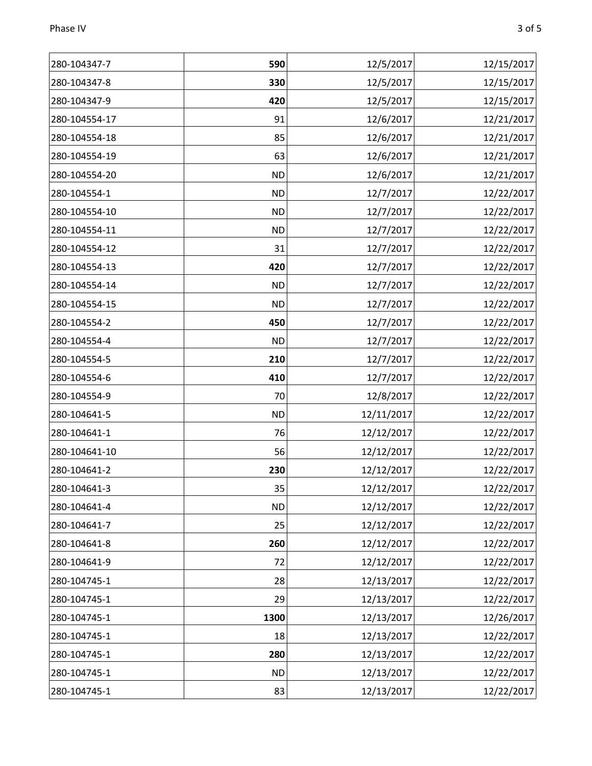| | | | |
|---|---|---|---|
| 280-104347-7 | **590** | 12/5/2017 | 12/15/2017 |
| 280-104347-8 | **330** | 12/5/2017 | 12/15/2017 |
| 280-104347-9 | **420** | 12/5/2017 | 12/15/2017 |
| 280-104554-17 | 91 | 12/6/2017 | 12/21/2017 |
| 280-104554-18 | 85 | 12/6/2017 | 12/21/2017 |
| 280-104554-19 | 63 | 12/6/2017 | 12/21/2017 |
| 280-104554-20 | ND | 12/6/2017 | 12/21/2017 |
| 280-104554-1 | ND | 12/7/2017 | 12/22/2017 |
| 280-104554-10 | ND | 12/7/2017 | 12/22/2017 |
| 280-104554-11 | ND | 12/7/2017 | 12/22/2017 |
| 280-104554-12 | 31 | 12/7/2017 | 12/22/2017 |
| 280-104554-13 | **420** | 12/7/2017 | 12/22/2017 |
| 280-104554-14 | ND | 12/7/2017 | 12/22/2017 |
| 280-104554-15 | ND | 12/7/2017 | 12/22/2017 |
| 280-104554-2 | **450** | 12/7/2017 | 12/22/2017 |
| 280-104554-4 | ND | 12/7/2017 | 12/22/2017 |
| 280-104554-5 | **210** | 12/7/2017 | 12/22/2017 |
| 280-104554-6 | **410** | 12/7/2017 | 12/22/2017 |
| 280-104554-9 | 70 | 12/8/2017 | 12/22/2017 |
| 280-104641-5 | ND | 12/11/2017 | 12/22/2017 |
| 280-104641-1 | 76 | 12/12/2017 | 12/22/2017 |
| 280-104641-10 | 56 | 12/12/2017 | 12/22/2017 |
| 280-104641-2 | **230** | 12/12/2017 | 12/22/2017 |
| 280-104641-3 | 35 | 12/12/2017 | 12/22/2017 |
| 280-104641-4 | ND | 12/12/2017 | 12/22/2017 |
| 280-104641-7 | 25 | 12/12/2017 | 12/22/2017 |
| 280-104641-8 | **260** | 12/12/2017 | 12/22/2017 |
| 280-104641-9 | 72 | 12/12/2017 | 12/22/2017 |
| 280-104745-1 | 28 | 12/13/2017 | 12/22/2017 |
| 280-104745-1 | 29 | 12/13/2017 | 12/22/2017 |
| 280-104745-1 | **1300** | 12/13/2017 | 12/26/2017 |
| 280-104745-1 | 18 | 12/13/2017 | 12/22/2017 |
| 280-104745-1 | **280** | 12/13/2017 | 12/22/2017 |
| 280-104745-1 | ND | 12/13/2017 | 12/22/2017 |
| 280-104745-1 | 83 | 12/13/2017 | 12/22/2017 |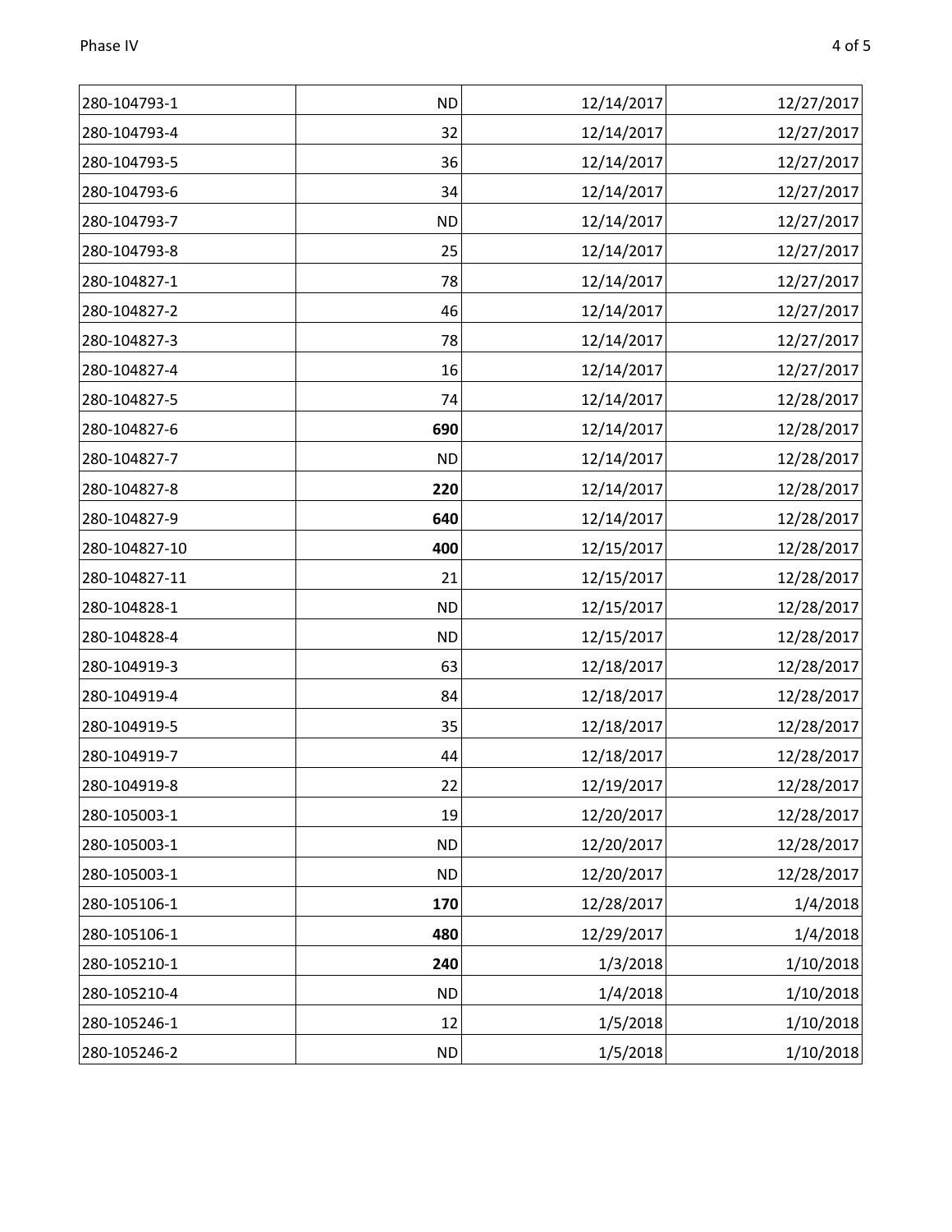| | | | |
|---|---|---|---|
| 280-104793-1 | ND | 12/14/2017 | 12/27/2017 |
| 280-104793-4 | 32 | 12/14/2017 | 12/27/2017 |
| 280-104793-5 | 36 | 12/14/2017 | 12/27/2017 |
| 280-104793-6 | 34 | 12/14/2017 | 12/27/2017 |
| 280-104793-7 | ND | 12/14/2017 | 12/27/2017 |
| 280-104793-8 | 25 | 12/14/2017 | 12/27/2017 |
| 280-104827-1 | 78 | 12/14/2017 | 12/27/2017 |
| 280-104827-2 | 46 | 12/14/2017 | 12/27/2017 |
| 280-104827-3 | 78 | 12/14/2017 | 12/27/2017 |
| 280-104827-4 | 16 | 12/14/2017 | 12/27/2017 |
| 280-104827-5 | 74 | 12/14/2017 | 12/28/2017 |
| 280-104827-6 | **690** | 12/14/2017 | 12/28/2017 |
| 280-104827-7 | ND | 12/14/2017 | 12/28/2017 |
| 280-104827-8 | **220** | 12/14/2017 | 12/28/2017 |
| 280-104827-9 | **640** | 12/14/2017 | 12/28/2017 |
| 280-104827-10 | **400** | 12/15/2017 | 12/28/2017 |
| 280-104827-11 | 21 | 12/15/2017 | 12/28/2017 |
| 280-104828-1 | ND | 12/15/2017 | 12/28/2017 |
| 280-104828-4 | ND | 12/15/2017 | 12/28/2017 |
| 280-104919-3 | 63 | 12/18/2017 | 12/28/2017 |
| 280-104919-4 | 84 | 12/18/2017 | 12/28/2017 |
| 280-104919-5 | 35 | 12/18/2017 | 12/28/2017 |
| 280-104919-7 | 44 | 12/18/2017 | 12/28/2017 |
| 280-104919-8 | 22 | 12/19/2017 | 12/28/2017 |
| 280-105003-1 | 19 | 12/20/2017 | 12/28/2017 |
| 280-105003-1 | ND | 12/20/2017 | 12/28/2017 |
| 280-105003-1 | ND | 12/20/2017 | 12/28/2017 |
| 280-105106-1 | **170** | 12/28/2017 | 1/4/2018 |
| 280-105106-1 | **480** | 12/29/2017 | 1/4/2018 |
| 280-105210-1 | **240** | 1/3/2018 | 1/10/2018 |
| 280-105210-4 | ND | 1/4/2018 | 1/10/2018 |
| 280-105246-1 | 12 | 1/5/2018 | 1/10/2018 |
| 280-105246-2 | ND | 1/5/2018 | 1/10/2018 |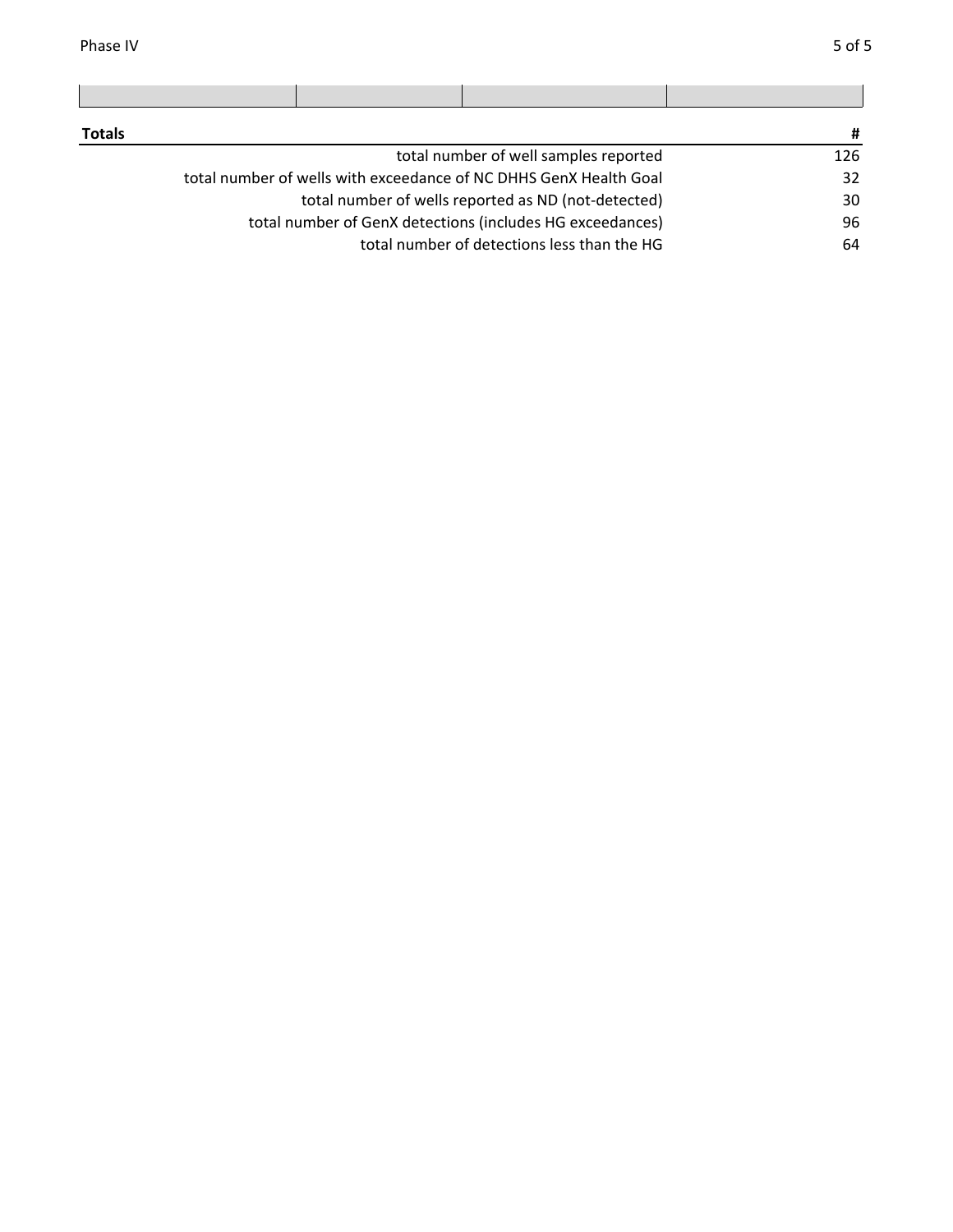| | | | |
|---|---|---|---|
| | | | |

| Totals | # |
|---|---|
| total number of well samples reported | 126 |
| total number of wells with exceedance of NC DHHS GenX Health Goal | 32 |
| total number of wells reported as ND (not-detected) | 30 |
| total number of GenX detections (includes HG exceedances) | 96 |
| total number of detections less than the HG | 64 |